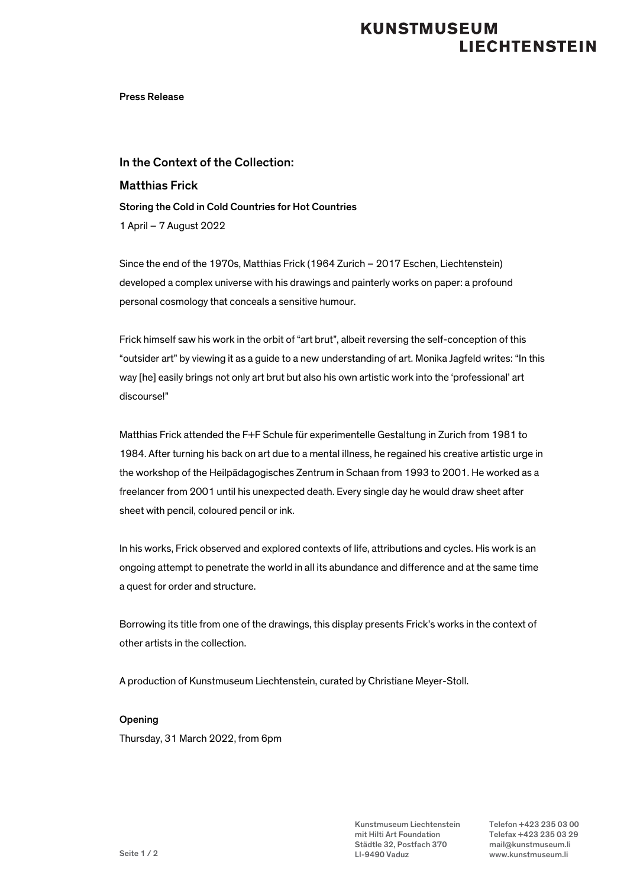# KUNSTMUSEUM LIECHTENSTEIN

Press Release

## In the Context of the Collection:

## Matthias Frick

### Storing the Cold in Cold Countries for Hot Countries

1 April – 7 August 2022

Since the end of the 1970s, Matthias Frick (1964 Zurich – 2017 Eschen, Liechtenstein) developed a complex universe with his drawings and painterly works on paper: a profound personal cosmology that conceals a sensitive humour.

Frick himself saw his work in the orbit of "art brut", albeit reversing the self-conception of this "outsider art" by viewing it as a guide to a new understanding of art. Monika Jagfeld writes: "In this way [he] easily brings not only art brut but also his own artistic work into the 'professional' art discourse!"

Matthias Frick attended the F+F Schule für experimentelle Gestaltung in Zurich from 1981 to 1984. After turning his back on art due to a mental illness, he regained his creative artistic urge in the workshop of the Heilpädagogisches Zentrum in Schaan from 1993 to 2001. He worked as a freelancer from 2001 until his unexpected death. Every single day he would draw sheet after sheet with pencil, coloured pencil or ink.

In his works, Frick observed and explored contexts of life, attributions and cycles. His work is an ongoing attempt to penetrate the world in all its abundance and difference and at the same time a quest for order and structure.

Borrowing its title from one of the drawings, this display presents Frick's works in the context of other artists in the collection.

A production of Kunstmuseum Liechtenstein, curated by Christiane Meyer-Stoll.

**Opening**

Thursday, 31 March 2022, from 6pm

Kunstmuseum Liechtenstein
mit Hilti Art Foundation
Städtle 32, Postfach 370
LI-9490 Vaduz

Telefon +423 235 03 00
Telefax +423 235 03 29
mail@kunstmuseum.li
www.kunstmuseum.li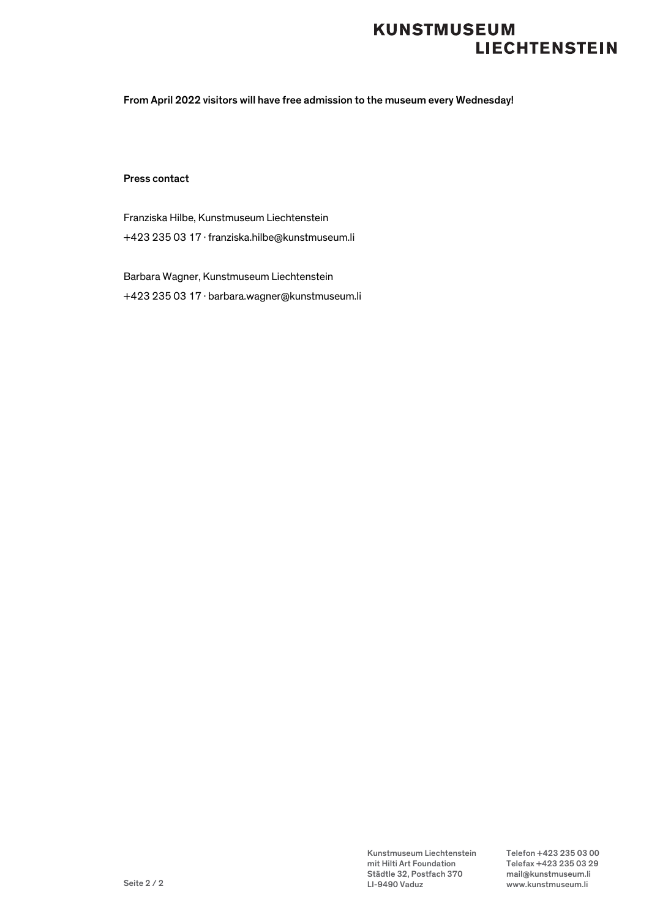**From April 2022 visitors will have free admission to the museum every Wednesday!**

**Press contact**

Franziska Hilbe, Kunstmuseum Liechtenstein
+423 235 03 17 · franziska.hilbe@kunstmuseum.li

Barbara Wagner, Kunstmuseum Liechtenstein
+423 235 03 17 · barbara.wagner@kunstmuseum.li

Kunstmuseum Liechtenstein
mit Hilti Art Foundation
Städtle 32, Postfach 370
LI-9490 Vaduz

Telefon +423 235 03 00
Telefax +423 235 03 29
mail@kunstmuseum.li
www.kunstmuseum.li